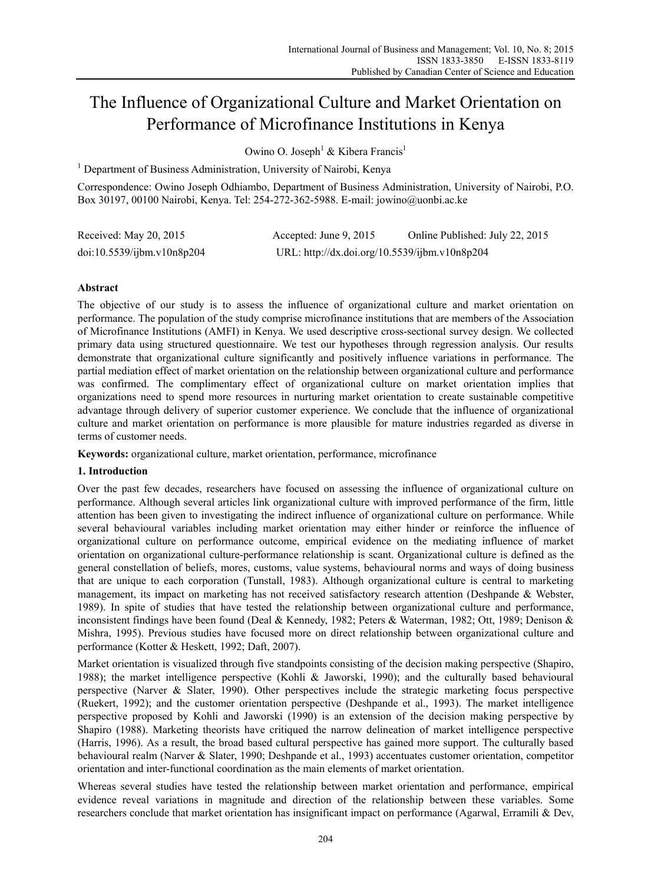# The Influence of Organizational Culture and Market Orientation on Performance of Microfinance Institutions in Kenya

Owino O. Joseph[1] & Kibera Francis[1]

[1] Department of Business Administration, University of Nairobi, Kenya

Correspondence: Owino Joseph Odhiambo, Department of Business Administration, University of Nairobi, P.O. Box 30197, 00100 Nairobi, Kenya. Tel: 254-272-362-5988. E-mail: jowino@uonbi.ac.ke

Received: May 20, 2015 Accepted: June 9, 2015 Online Published: July 22, 2015

doi:10.5539/ijbm.v10n8p204 URL: http://dx.doi.org/10.5539/ijbm.v10n8p204

## Abstract

The objective of our study is to assess the influence of organizational culture and market orientation on performance. The population of the study comprise microfinance institutions that are members of the Association of Microfinance Institutions (AMFI) in Kenya. We used descriptive cross-sectional survey design. We collected primary data using structured questionnaire. We test our hypotheses through regression analysis. Our results demonstrate that organizational culture significantly and positively influence variations in performance. The partial mediation effect of market orientation on the relationship between organizational culture and performance was confirmed. The complimentary effect of organizational culture on market orientation implies that organizations need to spend more resources in nurturing market orientation to create sustainable competitive advantage through delivery of superior customer experience. We conclude that the influence of organizational culture and market orientation on performance is more plausible for mature industries regarded as diverse in terms of customer needs.

**Keywords:** organizational culture, market orientation, performance, microfinance

## 1. Introduction

Over the past few decades, researchers have focused on assessing the influence of organizational culture on performance. Although several articles link organizational culture with improved performance of the firm, little attention has been given to investigating the indirect influence of organizational culture on performance. While several behavioural variables including market orientation may either hinder or reinforce the influence of organizational culture on performance outcome, empirical evidence on the mediating influence of market orientation on organizational culture-performance relationship is scant. Organizational culture is defined as the general constellation of beliefs, mores, customs, value systems, behavioural norms and ways of doing business that are unique to each corporation (Tunstall, 1983). Although organizational culture is central to marketing management, its impact on marketing has not received satisfactory research attention (Deshpande & Webster, 1989). In spite of studies that have tested the relationship between organizational culture and performance, inconsistent findings have been found (Deal & Kennedy, 1982; Peters & Waterman, 1982; Ott, 1989; Denison & Mishra, 1995). Previous studies have focused more on direct relationship between organizational culture and performance (Kotter & Heskett, 1992; Daft, 2007).

Market orientation is visualized through five standpoints consisting of the decision making perspective (Shapiro, 1988); the market intelligence perspective (Kohli & Jaworski, 1990); and the culturally based behavioural perspective (Narver & Slater, 1990). Other perspectives include the strategic marketing focus perspective (Ruekert, 1992); and the customer orientation perspective (Deshpande et al., 1993). The market intelligence perspective proposed by Kohli and Jaworski (1990) is an extension of the decision making perspective by Shapiro (1988). Marketing theorists have critiqued the narrow delineation of market intelligence perspective (Harris, 1996). As a result, the broad based cultural perspective has gained more support. The culturally based behavioural realm (Narver & Slater, 1990; Deshpande et al., 1993) accentuates customer orientation, competitor orientation and inter-functional coordination as the main elements of market orientation.

Whereas several studies have tested the relationship between market orientation and performance, empirical evidence reveal variations in magnitude and direction of the relationship between these variables. Some researchers conclude that market orientation has insignificant impact on performance (Agarwal, Erramili & Dev,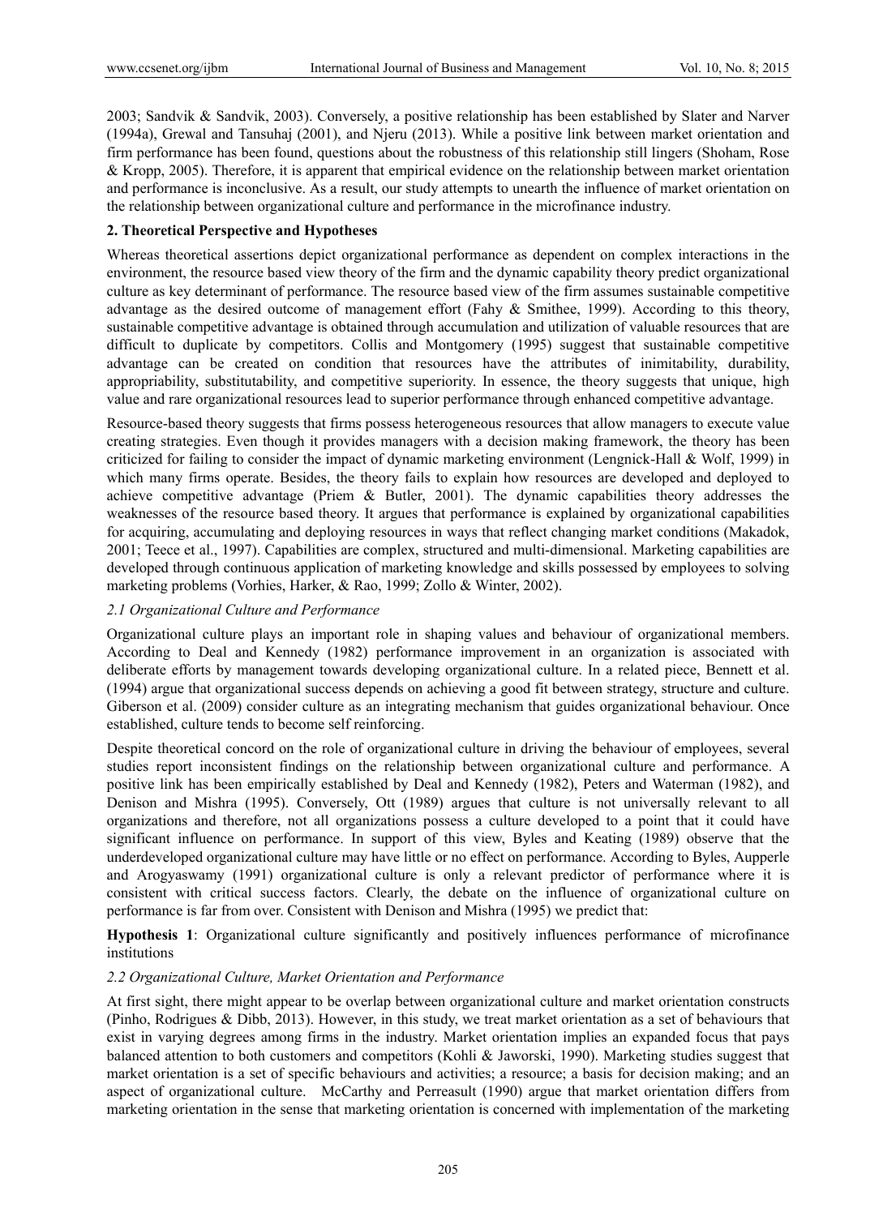2003; Sandvik & Sandvik, 2003). Conversely, a positive relationship has been established by Slater and Narver (1994a), Grewal and Tansuhaj (2001), and Njeru (2013). While a positive link between market orientation and firm performance has been found, questions about the robustness of this relationship still lingers (Shoham, Rose & Kropp, 2005). Therefore, it is apparent that empirical evidence on the relationship between market orientation and performance is inconclusive. As a result, our study attempts to unearth the influence of market orientation on the relationship between organizational culture and performance in the microfinance industry.

## 2. Theoretical Perspective and Hypotheses

Whereas theoretical assertions depict organizational performance as dependent on complex interactions in the environment, the resource based view theory of the firm and the dynamic capability theory predict organizational culture as key determinant of performance. The resource based view of the firm assumes sustainable competitive advantage as the desired outcome of management effort (Fahy & Smithee, 1999). According to this theory, sustainable competitive advantage is obtained through accumulation and utilization of valuable resources that are difficult to duplicate by competitors. Collis and Montgomery (1995) suggest that sustainable competitive advantage can be created on condition that resources have the attributes of inimitability, durability, appropriability, substitutability, and competitive superiority. In essence, the theory suggests that unique, high value and rare organizational resources lead to superior performance through enhanced competitive advantage.

Resource-based theory suggests that firms possess heterogeneous resources that allow managers to execute value creating strategies. Even though it provides managers with a decision making framework, the theory has been criticized for failing to consider the impact of dynamic marketing environment (Lengnick-Hall & Wolf, 1999) in which many firms operate. Besides, the theory fails to explain how resources are developed and deployed to achieve competitive advantage (Priem & Butler, 2001). The dynamic capabilities theory addresses the weaknesses of the resource based theory. It argues that performance is explained by organizational capabilities for acquiring, accumulating and deploying resources in ways that reflect changing market conditions (Makadok, 2001; Teece et al., 1997). Capabilities are complex, structured and multi-dimensional. Marketing capabilities are developed through continuous application of marketing knowledge and skills possessed by employees to solving marketing problems (Vorhies, Harker, & Rao, 1999; Zollo & Winter, 2002).

### *2.1 Organizational Culture and Performance*

Organizational culture plays an important role in shaping values and behaviour of organizational members. According to Deal and Kennedy (1982) performance improvement in an organization is associated with deliberate efforts by management towards developing organizational culture. In a related piece, Bennett et al. (1994) argue that organizational success depends on achieving a good fit between strategy, structure and culture. Giberson et al. (2009) consider culture as an integrating mechanism that guides organizational behaviour. Once established, culture tends to become self reinforcing.

Despite theoretical concord on the role of organizational culture in driving the behaviour of employees, several studies report inconsistent findings on the relationship between organizational culture and performance. A positive link has been empirically established by Deal and Kennedy (1982), Peters and Waterman (1982), and Denison and Mishra (1995). Conversely, Ott (1989) argues that culture is not universally relevant to all organizations and therefore, not all organizations possess a culture developed to a point that it could have significant influence on performance. In support of this view, Byles and Keating (1989) observe that the underdeveloped organizational culture may have little or no effect on performance. According to Byles, Aupperle and Arogyaswamy (1991) organizational culture is only a relevant predictor of performance where it is consistent with critical success factors. Clearly, the debate on the influence of organizational culture on performance is far from over. Consistent with Denison and Mishra (1995) we predict that:

**Hypothesis 1**: Organizational culture significantly and positively influences performance of microfinance institutions

### *2.2 Organizational Culture, Market Orientation and Performance*

At first sight, there might appear to be overlap between organizational culture and market orientation constructs (Pinho, Rodrigues & Dibb, 2013). However, in this study, we treat market orientation as a set of behaviours that exist in varying degrees among firms in the industry. Market orientation implies an expanded focus that pays balanced attention to both customers and competitors (Kohli & Jaworski, 1990). Marketing studies suggest that market orientation is a set of specific behaviours and activities; a resource; a basis for decision making; and an aspect of organizational culture. McCarthy and Perreasult (1990) argue that market orientation differs from marketing orientation in the sense that marketing orientation is concerned with implementation of the marketing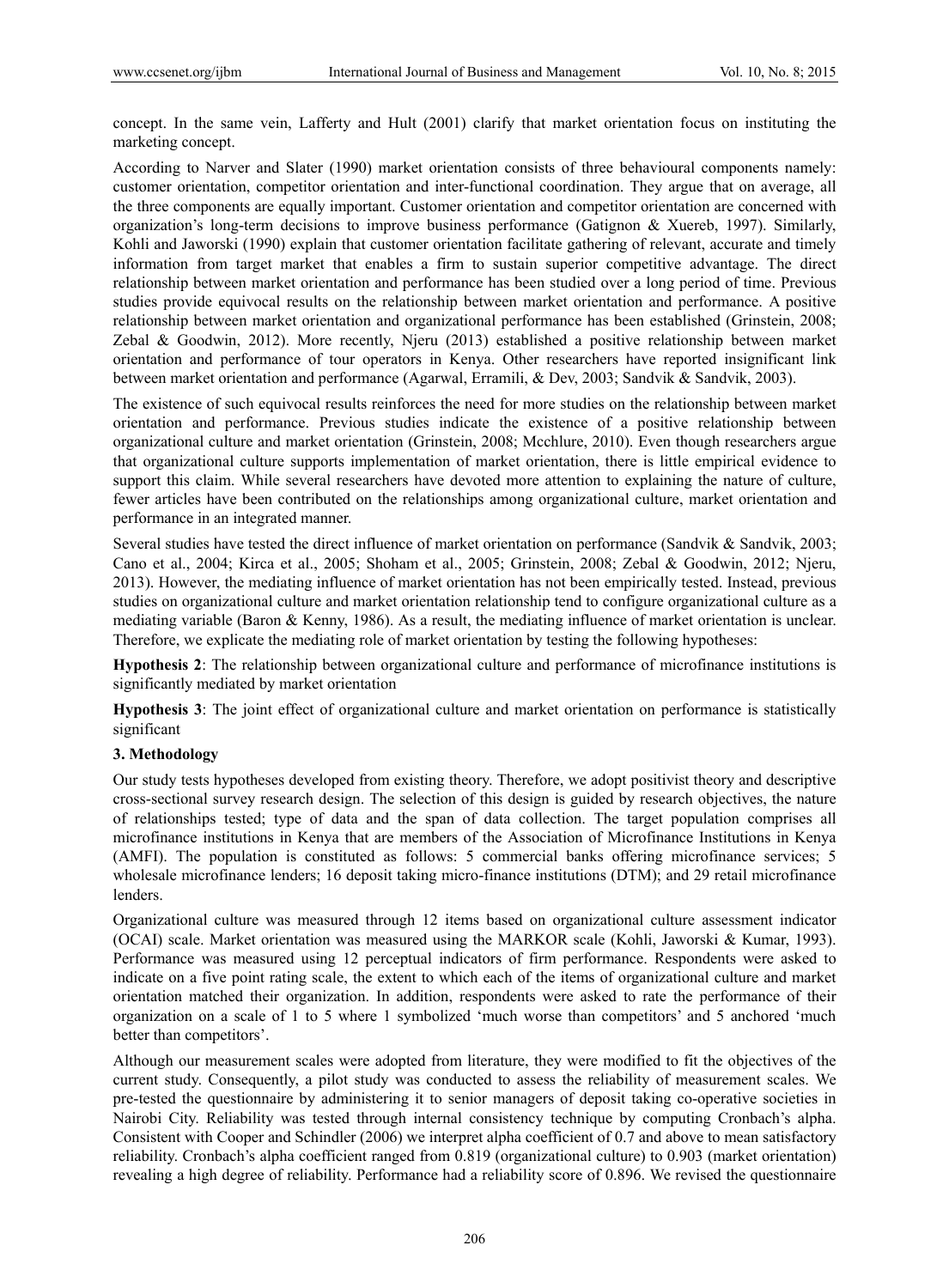concept. In the same vein, Lafferty and Hult (2001) clarify that market orientation focus on instituting the marketing concept.

According to Narver and Slater (1990) market orientation consists of three behavioural components namely: customer orientation, competitor orientation and inter-functional coordination. They argue that on average, all the three components are equally important. Customer orientation and competitor orientation are concerned with organization's long-term decisions to improve business performance (Gatignon & Xuereb, 1997). Similarly, Kohli and Jaworski (1990) explain that customer orientation facilitate gathering of relevant, accurate and timely information from target market that enables a firm to sustain superior competitive advantage. The direct relationship between market orientation and performance has been studied over a long period of time. Previous studies provide equivocal results on the relationship between market orientation and performance. A positive relationship between market orientation and organizational performance has been established (Grinstein, 2008; Zebal & Goodwin, 2012). More recently, Njeru (2013) established a positive relationship between market orientation and performance of tour operators in Kenya. Other researchers have reported insignificant link between market orientation and performance (Agarwal, Erramili, & Dev, 2003; Sandvik & Sandvik, 2003).

The existence of such equivocal results reinforces the need for more studies on the relationship between market orientation and performance. Previous studies indicate the existence of a positive relationship between organizational culture and market orientation (Grinstein, 2008; Mcchlure, 2010). Even though researchers argue that organizational culture supports implementation of market orientation, there is little empirical evidence to support this claim. While several researchers have devoted more attention to explaining the nature of culture, fewer articles have been contributed on the relationships among organizational culture, market orientation and performance in an integrated manner.

Several studies have tested the direct influence of market orientation on performance (Sandvik & Sandvik, 2003; Cano et al., 2004; Kirca et al., 2005; Shoham et al., 2005; Grinstein, 2008; Zebal & Goodwin, 2012; Njeru, 2013). However, the mediating influence of market orientation has not been empirically tested. Instead, previous studies on organizational culture and market orientation relationship tend to configure organizational culture as a mediating variable (Baron & Kenny, 1986). As a result, the mediating influence of market orientation is unclear. Therefore, we explicate the mediating role of market orientation by testing the following hypotheses:

**Hypothesis 2**: The relationship between organizational culture and performance of microfinance institutions is significantly mediated by market orientation

**Hypothesis 3**: The joint effect of organizational culture and market orientation on performance is statistically significant

## 3. Methodology

Our study tests hypotheses developed from existing theory. Therefore, we adopt positivist theory and descriptive cross-sectional survey research design. The selection of this design is guided by research objectives, the nature of relationships tested; type of data and the span of data collection. The target population comprises all microfinance institutions in Kenya that are members of the Association of Microfinance Institutions in Kenya (AMFI). The population is constituted as follows: 5 commercial banks offering microfinance services; 5 wholesale microfinance lenders; 16 deposit taking micro-finance institutions (DTM); and 29 retail microfinance lenders.

Organizational culture was measured through 12 items based on organizational culture assessment indicator (OCAI) scale. Market orientation was measured using the MARKOR scale (Kohli, Jaworski & Kumar, 1993). Performance was measured using 12 perceptual indicators of firm performance. Respondents were asked to indicate on a five point rating scale, the extent to which each of the items of organizational culture and market orientation matched their organization. In addition, respondents were asked to rate the performance of their organization on a scale of 1 to 5 where 1 symbolized 'much worse than competitors' and 5 anchored 'much better than competitors'.

Although our measurement scales were adopted from literature, they were modified to fit the objectives of the current study. Consequently, a pilot study was conducted to assess the reliability of measurement scales. We pre-tested the questionnaire by administering it to senior managers of deposit taking co-operative societies in Nairobi City. Reliability was tested through internal consistency technique by computing Cronbach's alpha. Consistent with Cooper and Schindler (2006) we interpret alpha coefficient of 0.7 and above to mean satisfactory reliability. Cronbach's alpha coefficient ranged from 0.819 (organizational culture) to 0.903 (market orientation) revealing a high degree of reliability. Performance had a reliability score of 0.896. We revised the questionnaire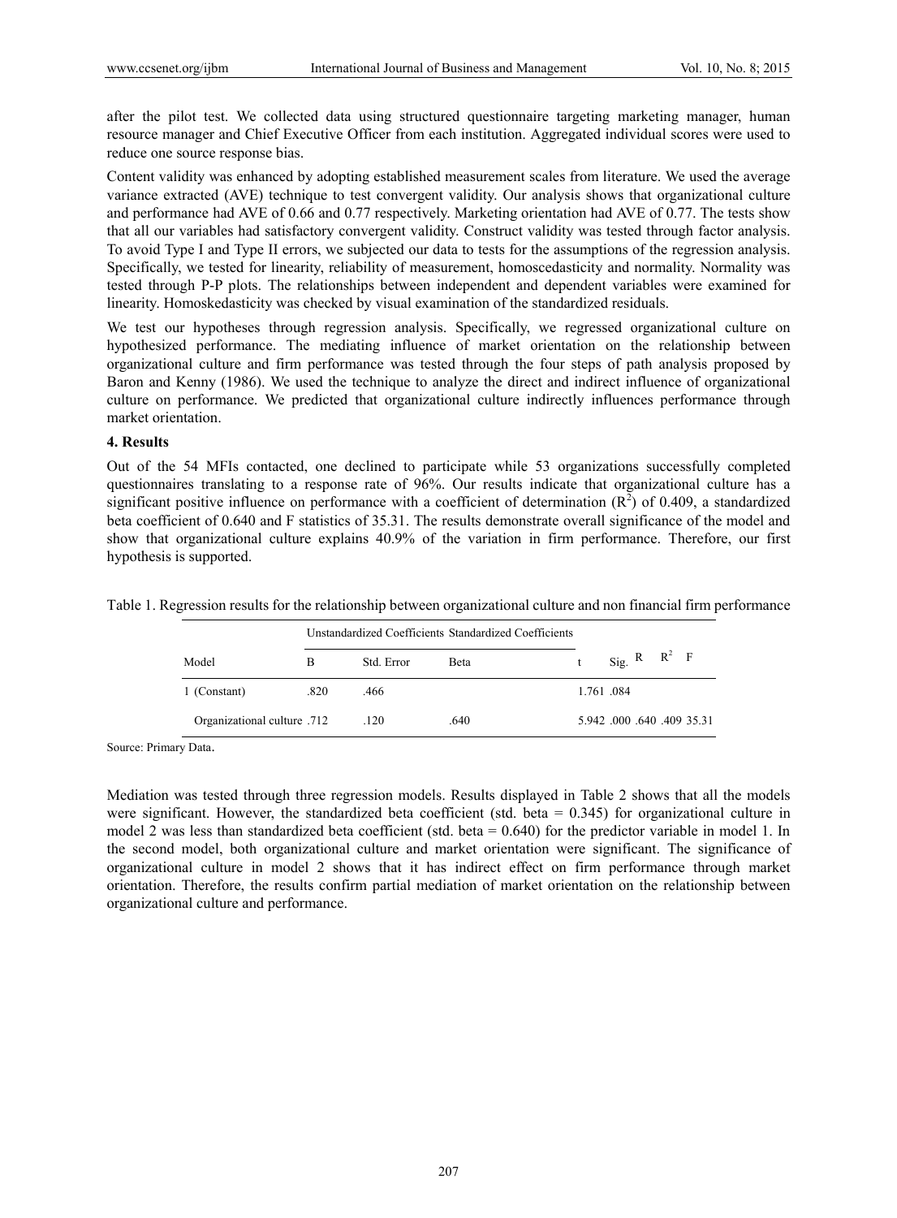after the pilot test. We collected data using structured questionnaire targeting marketing manager, human resource manager and Chief Executive Officer from each institution. Aggregated individual scores were used to reduce one source response bias.

Content validity was enhanced by adopting established measurement scales from literature. We used the average variance extracted (AVE) technique to test convergent validity. Our analysis shows that organizational culture and performance had AVE of 0.66 and 0.77 respectively. Marketing orientation had AVE of 0.77. The tests show that all our variables had satisfactory convergent validity. Construct validity was tested through factor analysis. To avoid Type I and Type II errors, we subjected our data to tests for the assumptions of the regression analysis. Specifically, we tested for linearity, reliability of measurement, homoscedasticity and normality. Normality was tested through P-P plots. The relationships between independent and dependent variables were examined for linearity. Homoskedasticity was checked by visual examination of the standardized residuals.

We test our hypotheses through regression analysis. Specifically, we regressed organizational culture on hypothesized performance. The mediating influence of market orientation on the relationship between organizational culture and firm performance was tested through the four steps of path analysis proposed by Baron and Kenny (1986). We used the technique to analyze the direct and indirect influence of organizational culture on performance. We predicted that organizational culture indirectly influences performance through market orientation.

## 4. Results

Out of the 54 MFIs contacted, one declined to participate while 53 organizations successfully completed questionnaires translating to a response rate of 96%. Our results indicate that organizational culture has a significant positive influence on performance with a coefficient of determination ($R^2$) of 0.409, a standardized beta coefficient of 0.640 and F statistics of 35.31. The results demonstrate overall significance of the model and show that organizational culture explains 40.9% of the variation in firm performance. Therefore, our first hypothesis is supported.

Table 1. Regression results for the relationship between organizational culture and non financial firm performance

| | Unstandardized Coefficients | | Standardized Coefficients | | | | | |
|---|---|---|---|---|---|---|---|---|
| Model | B | Std. Error | Beta | t | Sig. | R | $R^2$ | F |
| 1 (Constant) | .820 | .466 | | 1.761 | .084 | | | |
| Organizational culture | .712 | .120 | .640 | 5.942 | .000 | .640 | .409 | 35.31 |

Source: Primary Data.

Mediation was tested through three regression models. Results displayed in Table 2 shows that all the models were significant. However, the standardized beta coefficient (std. beta = 0.345) for organizational culture in model 2 was less than standardized beta coefficient (std. beta = 0.640) for the predictor variable in model 1. In the second model, both organizational culture and market orientation were significant. The significance of organizational culture in model 2 shows that it has indirect effect on firm performance through market orientation. Therefore, the results confirm partial mediation of market orientation on the relationship between organizational culture and performance.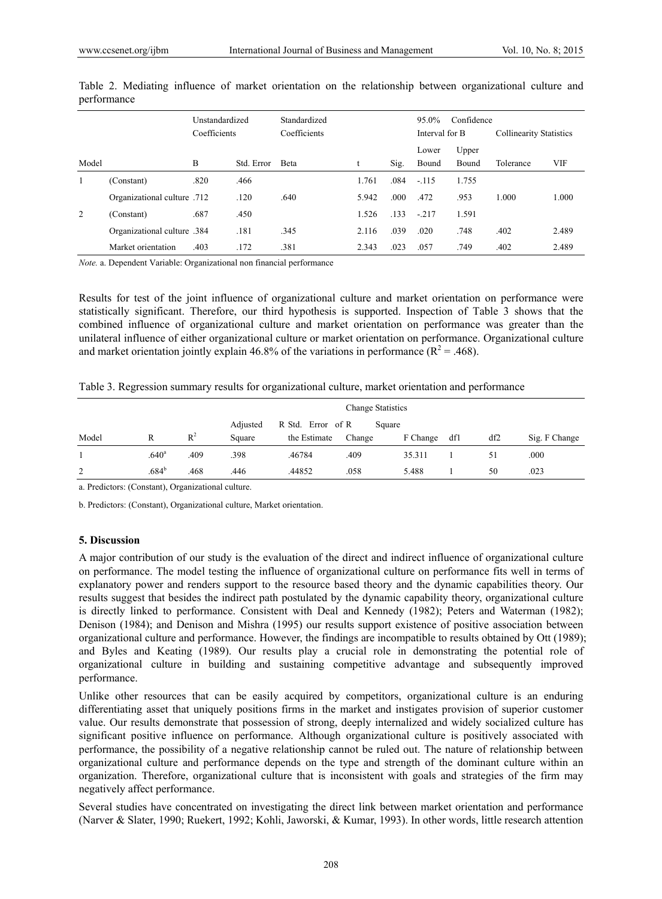Table 2. Mediating influence of market orientation on the relationship between organizational culture and performance

| Model | | Unstandardized Coefficients | | Standardized Coefficients | t | Sig. | 95.0% Confidence Interval for B | | Collinearity Statistics | |
|---|---|---|---|---|---|---|---|---|---|---|
| | | B | Std. Error | Beta | | | Lower Bound | Upper Bound | Tolerance | VIF |
| 1 | (Constant) | .820 | .466 | | 1.761 | .084 | -.115 | 1.755 | | |
| | Organizational culture | .712 | .120 | .640 | 5.942 | .000 | .472 | .953 | 1.000 | 1.000 |
| 2 | (Constant) | .687 | .450 | | 1.526 | .133 | -.217 | 1.591 | | |
| | Organizational culture | .384 | .181 | .345 | 2.116 | .039 | .020 | .748 | .402 | 2.489 |
| | Market orientation | .403 | .172 | .381 | 2.343 | .023 | .057 | .749 | .402 | 2.489 |

*Note.* a. Dependent Variable: Organizational non financial performance

Results for test of the joint influence of organizational culture and market orientation on performance were statistically significant. Therefore, our third hypothesis is supported. Inspection of Table 3 shows that the combined influence of organizational culture and market orientation on performance was greater than the unilateral influence of either organizational culture or market orientation on performance. Organizational culture and market orientation jointly explain 46.8% of the variations in performance ($R^2 = .468$).

Table 3. Regression summary results for organizational culture, market orientation and performance

| Model | R | $R^2$ | Adjusted Square | R Std. Error of the Estimate | Change Statistics R Square Change | F Change | df1 | df2 | Sig. F Change |
|---|---|---|---|---|---|---|---|---|---|
| 1 | .640[a] | .409 | .398 | .46784 | .409 | 35.311 | 1 | 51 | .000 |
| 2 | .684[b] | .468 | .446 | .44852 | .058 | 5.488 | 1 | 50 | .023 |

a. Predictors: (Constant), Organizational culture.

b. Predictors: (Constant), Organizational culture, Market orientation.

### 5. Discussion

A major contribution of our study is the evaluation of the direct and indirect influence of organizational culture on performance. The model testing the influence of organizational culture on performance fits well in terms of explanatory power and renders support to the resource based theory and the dynamic capabilities theory. Our results suggest that besides the indirect path postulated by the dynamic capability theory, organizational culture is directly linked to performance. Consistent with Deal and Kennedy (1982); Peters and Waterman (1982); Denison (1984); and Denison and Mishra (1995) our results support existence of positive association between organizational culture and performance. However, the findings are incompatible to results obtained by Ott (1989); and Byles and Keating (1989). Our results play a crucial role in demonstrating the potential role of organizational culture in building and sustaining competitive advantage and subsequently improved performance.

Unlike other resources that can be easily acquired by competitors, organizational culture is an enduring differentiating asset that uniquely positions firms in the market and instigates provision of superior customer value. Our results demonstrate that possession of strong, deeply internalized and widely socialized culture has significant positive influence on performance. Although organizational culture is positively associated with performance, the possibility of a negative relationship cannot be ruled out. The nature of relationship between organizational culture and performance depends on the type and strength of the dominant culture within an organization. Therefore, organizational culture that is inconsistent with goals and strategies of the firm may negatively affect performance.

Several studies have concentrated on investigating the direct link between market orientation and performance (Narver & Slater, 1990; Ruekert, 1992; Kohli, Jaworski, & Kumar, 1993). In other words, little research attention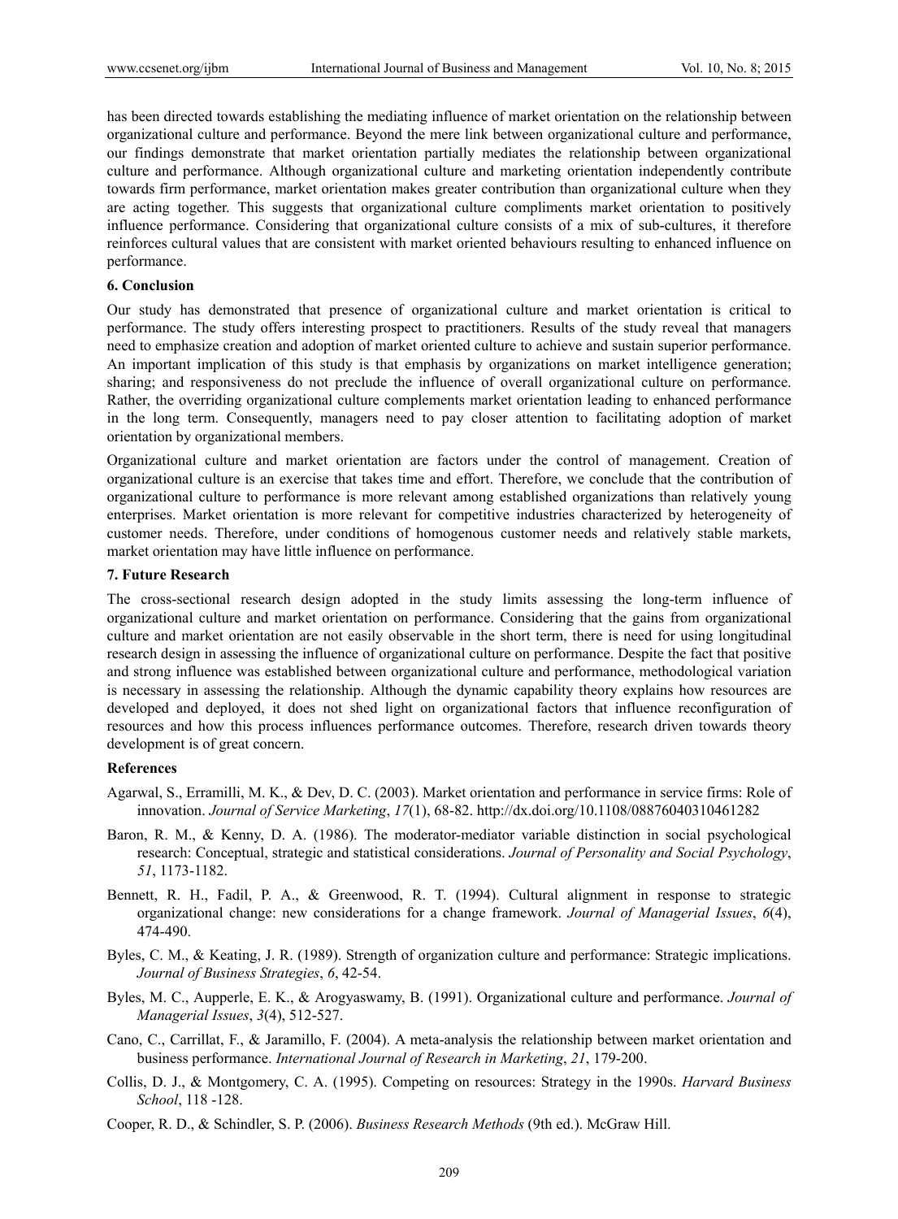has been directed towards establishing the mediating influence of market orientation on the relationship between organizational culture and performance. Beyond the mere link between organizational culture and performance, our findings demonstrate that market orientation partially mediates the relationship between organizational culture and performance. Although organizational culture and marketing orientation independently contribute towards firm performance, market orientation makes greater contribution than organizational culture when they are acting together. This suggests that organizational culture compliments market orientation to positively influence performance. Considering that organizational culture consists of a mix of sub-cultures, it therefore reinforces cultural values that are consistent with market oriented behaviours resulting to enhanced influence on performance.

## 6. Conclusion

Our study has demonstrated that presence of organizational culture and market orientation is critical to performance. The study offers interesting prospect to practitioners. Results of the study reveal that managers need to emphasize creation and adoption of market oriented culture to achieve and sustain superior performance. An important implication of this study is that emphasis by organizations on market intelligence generation; sharing; and responsiveness do not preclude the influence of overall organizational culture on performance. Rather, the overriding organizational culture complements market orientation leading to enhanced performance in the long term. Consequently, managers need to pay closer attention to facilitating adoption of market orientation by organizational members.

Organizational culture and market orientation are factors under the control of management. Creation of organizational culture is an exercise that takes time and effort. Therefore, we conclude that the contribution of organizational culture to performance is more relevant among established organizations than relatively young enterprises. Market orientation is more relevant for competitive industries characterized by heterogeneity of customer needs. Therefore, under conditions of homogenous customer needs and relatively stable markets, market orientation may have little influence on performance.

## 7. Future Research

The cross-sectional research design adopted in the study limits assessing the long-term influence of organizational culture and market orientation on performance. Considering that the gains from organizational culture and market orientation are not easily observable in the short term, there is need for using longitudinal research design in assessing the influence of organizational culture on performance. Despite the fact that positive and strong influence was established between organizational culture and performance, methodological variation is necessary in assessing the relationship. Although the dynamic capability theory explains how resources are developed and deployed, it does not shed light on organizational factors that influence reconfiguration of resources and how this process influences performance outcomes. Therefore, research driven towards theory development is of great concern.

## References

Agarwal, S., Erramilli, M. K., & Dev, D. C. (2003). Market orientation and performance in service firms: Role of innovation. *Journal of Service Marketing*, *17*(1), 68-82. http://dx.doi.org/10.1108/08876040310461282

Baron, R. M., & Kenny, D. A. (1986). The moderator-mediator variable distinction in social psychological research: Conceptual, strategic and statistical considerations. *Journal of Personality and Social Psychology*, *51*, 1173-1182.

Bennett, R. H., Fadil, P. A., & Greenwood, R. T. (1994). Cultural alignment in response to strategic organizational change: new considerations for a change framework. *Journal of Managerial Issues*, *6*(4), 474-490.

Byles, C. M., & Keating, J. R. (1989). Strength of organization culture and performance: Strategic implications. *Journal of Business Strategies*, *6*, 42-54.

Byles, M. C., Aupperle, E. K., & Arogyaswamy, B. (1991). Organizational culture and performance. *Journal of Managerial Issues*, *3*(4), 512-527.

Cano, C., Carrillat, F., & Jaramillo, F. (2004). A meta-analysis the relationship between market orientation and business performance. *International Journal of Research in Marketing*, *21*, 179-200.

Collis, D. J., & Montgomery, C. A. (1995). Competing on resources: Strategy in the 1990s. *Harvard Business School*, 118 -128.

Cooper, R. D., & Schindler, S. P. (2006). *Business Research Methods* (9th ed.). McGraw Hill.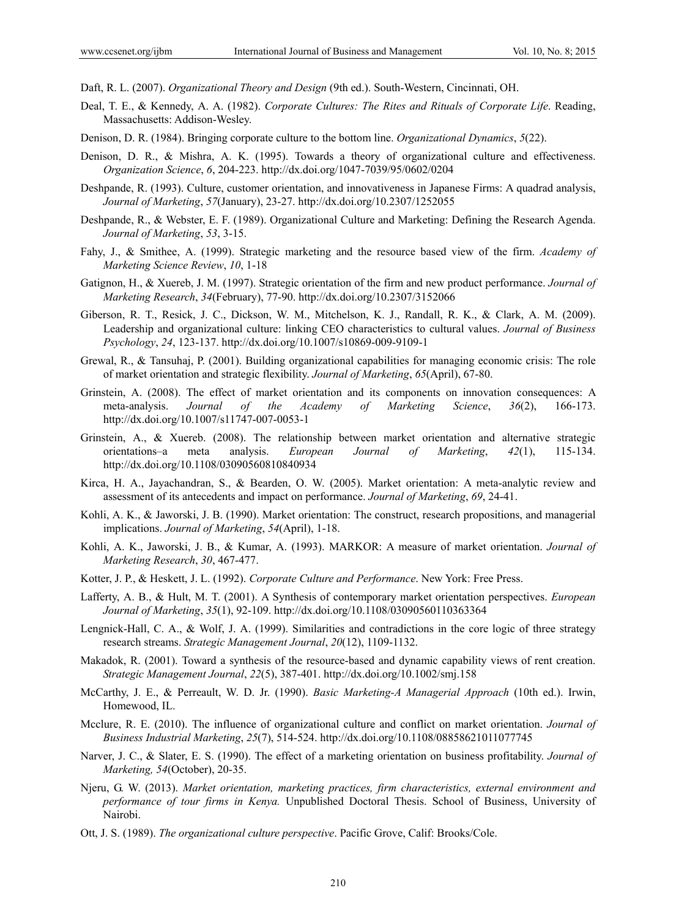Daft, R. L. (2007). *Organizational Theory and Design* (9th ed.). South-Western, Cincinnati, OH.

Deal, T. E., & Kennedy, A. A. (1982). *Corporate Cultures: The Rites and Rituals of Corporate Life*. Reading, Massachusetts: Addison-Wesley.

Denison, D. R. (1984). Bringing corporate culture to the bottom line. *Organizational Dynamics*, *5*(22).

Denison, D. R., & Mishra, A. K. (1995). Towards a theory of organizational culture and effectiveness. *Organization Science*, *6*, 204-223. http://dx.doi.org/1047-7039/95/0602/0204

Deshpande, R. (1993). Culture, customer orientation, and innovativeness in Japanese Firms: A quadrad analysis, *Journal of Marketing*, *57*(January), 23-27. http://dx.doi.org/10.2307/1252055

Deshpande, R., & Webster, E. F. (1989). Organizational Culture and Marketing: Defining the Research Agenda. *Journal of Marketing*, *53*, 3-15.

Fahy, J., & Smithee, A. (1999). Strategic marketing and the resource based view of the firm. *Academy of Marketing Science Review*, *10*, 1-18

Gatignon, H., & Xuereb, J. M. (1997). Strategic orientation of the firm and new product performance. *Journal of Marketing Research*, *34*(February), 77-90. http://dx.doi.org/10.2307/3152066

Giberson, R. T., Resick, J. C., Dickson, W. M., Mitchelson, K. J., Randall, R. K., & Clark, A. M. (2009). Leadership and organizational culture: linking CEO characteristics to cultural values. *Journal of Business Psychology*, *24*, 123-137. http://dx.doi.org/10.1007/s10869-009-9109-1

Grewal, R., & Tansuhaj, P. (2001). Building organizational capabilities for managing economic crisis: The role of market orientation and strategic flexibility. *Journal of Marketing*, *65*(April), 67-80.

Grinstein, A. (2008). The effect of market orientation and its components on innovation consequences: A meta-analysis. *Journal of the Academy of Marketing Science*, *36*(2), 166-173. http://dx.doi.org/10.1007/s11747-007-0053-1

Grinstein, A., & Xuereb. (2008). The relationship between market orientation and alternative strategic orientations–a meta analysis. *European Journal of Marketing*, *42*(1), 115-134. http://dx.doi.org/10.1108/03090560810840934

Kirca, H. A., Jayachandran, S., & Bearden, O. W. (2005). Market orientation: A meta-analytic review and assessment of its antecedents and impact on performance. *Journal of Marketing*, *69*, 24-41.

Kohli, A. K., & Jaworski, J. B. (1990). Market orientation: The construct, research propositions, and managerial implications. *Journal of Marketing*, *54*(April), 1-18.

Kohli, A. K., Jaworski, J. B., & Kumar, A. (1993). MARKOR: A measure of market orientation. *Journal of Marketing Research*, *30*, 467-477.

Kotter, J. P., & Heskett, J. L. (1992). *Corporate Culture and Performance*. New York: Free Press.

Lafferty, A. B., & Hult, M. T. (2001). A Synthesis of contemporary market orientation perspectives. *European Journal of Marketing*, *35*(1), 92-109. http://dx.doi.org/10.1108/03090560110363364

Lengnick-Hall, C. A., & Wolf, J. A. (1999). Similarities and contradictions in the core logic of three strategy research streams. *Strategic Management Journal*, *20*(12), 1109-1132.

Makadok, R. (2001). Toward a synthesis of the resource-based and dynamic capability views of rent creation. *Strategic Management Journal*, *22*(5), 387-401. http://dx.doi.org/10.1002/smj.158

McCarthy, J. E., & Perreault, W. D. Jr. (1990). *Basic Marketing-A Managerial Approach* (10th ed.). Irwin, Homewood, IL.

Mcclure, R. E. (2010). The influence of organizational culture and conflict on market orientation. *Journal of Business Industrial Marketing*, *25*(7), 514-524. http://dx.doi.org/10.1108/08858621011077745

Narver, J. C., & Slater, E. S. (1990). The effect of a marketing orientation on business profitability. *Journal of Marketing, 54*(October), 20-35.

Njeru, G. W. (2013). *Market orientation, marketing practices, firm characteristics, external environment and performance of tour firms in Kenya.* Unpublished Doctoral Thesis. School of Business, University of Nairobi.

Ott, J. S. (1989). *The organizational culture perspective*. Pacific Grove, Calif: Brooks/Cole.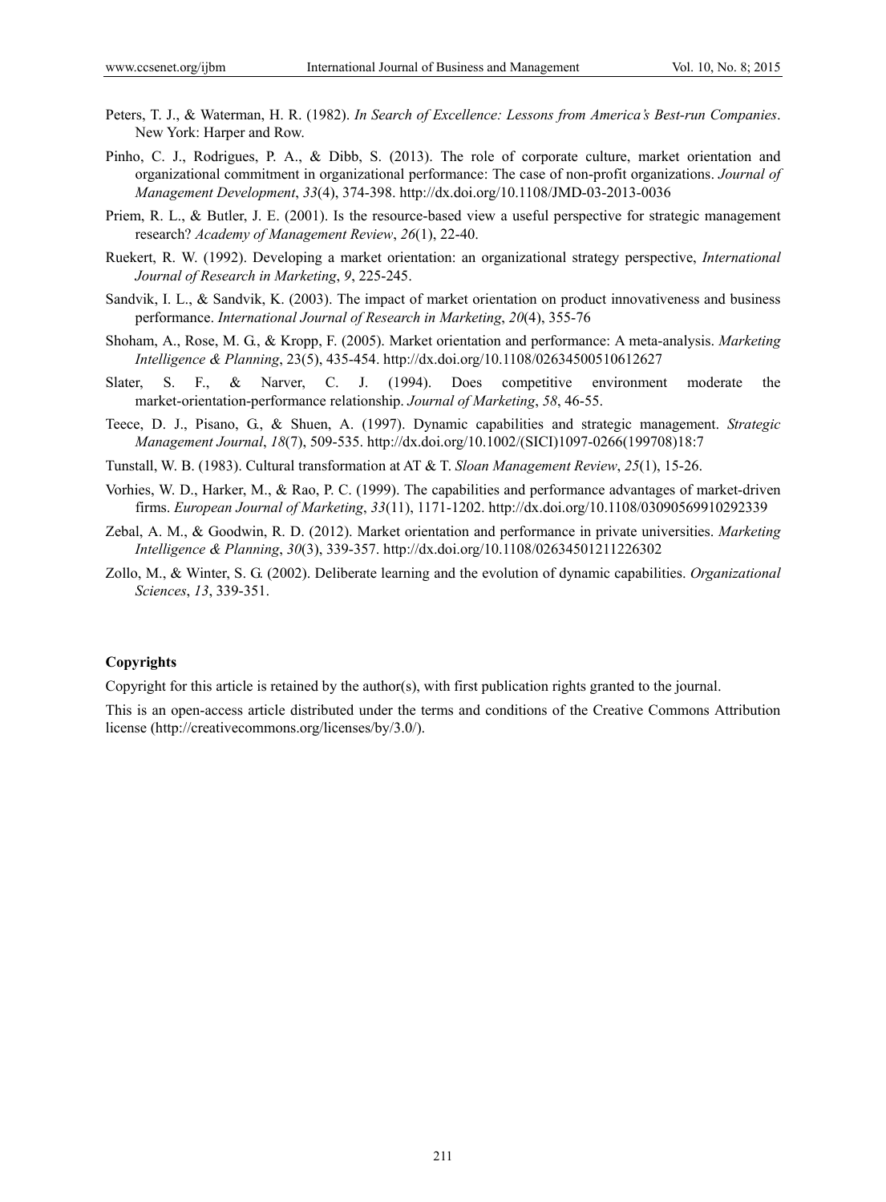Peters, T. J., & Waterman, H. R. (1982). *In Search of Excellence: Lessons from America's Best-run Companies*. New York: Harper and Row.

Pinho, C. J., Rodrigues, P. A., & Dibb, S. (2013). The role of corporate culture, market orientation and organizational commitment in organizational performance: The case of non-profit organizations. *Journal of Management Development*, *33*(4), 374-398. http://dx.doi.org/10.1108/JMD-03-2013-0036

Priem, R. L., & Butler, J. E. (2001). Is the resource-based view a useful perspective for strategic management research? *Academy of Management Review*, *26*(1), 22-40.

Ruekert, R. W. (1992). Developing a market orientation: an organizational strategy perspective, *International Journal of Research in Marketing*, *9*, 225-245.

Sandvik, I. L., & Sandvik, K. (2003). The impact of market orientation on product innovativeness and business performance. *International Journal of Research in Marketing*, *20*(4), 355-76

Shoham, A., Rose, M. G., & Kropp, F. (2005). Market orientation and performance: A meta-analysis. *Marketing Intelligence & Planning*, 23(5), 435-454. http://dx.doi.org/10.1108/02634500510612627

Slater, S. F., & Narver, C. J. (1994). Does competitive environment moderate the market-orientation-performance relationship. *Journal of Marketing*, *58*, 46-55.

Teece, D. J., Pisano, G., & Shuen, A. (1997). Dynamic capabilities and strategic management. *Strategic Management Journal*, *18*(7), 509-535. http://dx.doi.org/10.1002/(SICI)1097-0266(199708)18:7

Tunstall, W. B. (1983). Cultural transformation at AT & T. *Sloan Management Review*, *25*(1), 15-26.

Vorhies, W. D., Harker, M., & Rao, P. C. (1999). The capabilities and performance advantages of market-driven firms. *European Journal of Marketing*, *33*(11), 1171-1202. http://dx.doi.org/10.1108/03090569910292339

Zebal, A. M., & Goodwin, R. D. (2012). Market orientation and performance in private universities. *Marketing Intelligence & Planning*, *30*(3), 339-357. http://dx.doi.org/10.1108/02634501211226302

Zollo, M., & Winter, S. G. (2002). Deliberate learning and the evolution of dynamic capabilities. *Organizational Sciences*, *13*, 339-351.

**Copyrights**

Copyright for this article is retained by the author(s), with first publication rights granted to the journal.

This is an open-access article distributed under the terms and conditions of the Creative Commons Attribution license (http://creativecommons.org/licenses/by/3.0/).